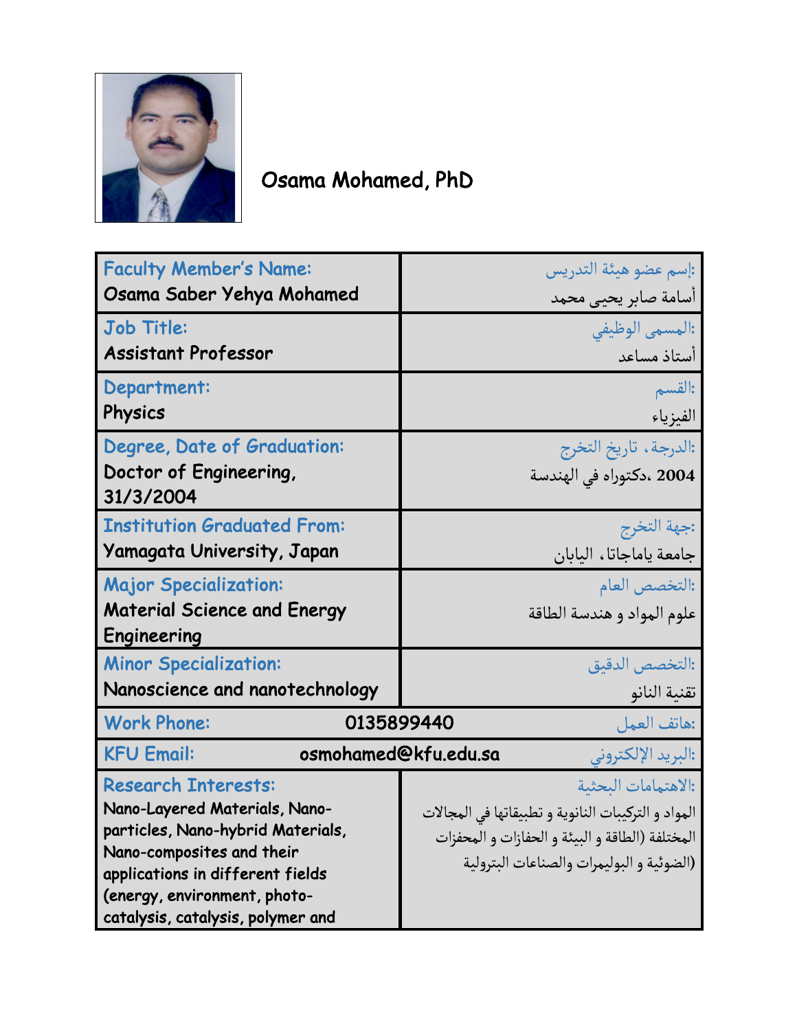# Osama Mohamed, PhD

| | |
|---|---|
| **Faculty Member's Name:** Osama Saber Yehya Mohamed | :إسم عضو هيئة التدريس أسامة صابر يحيى محمد |
| **Job Title:** Assistant Professor | :المسمى الوظيفي أستاذ مساعد |
| **Department:** Physics | :القسم الفيزياء |
| **Degree, Date of Graduation:** Doctor of Engineering, 31/3/2004 | :الدرجة، تاريخ التخرج 2004 ،دكتوراه في الهندسة |
| **Institution Graduated From:** Yamagata University, Japan | :جهة التخرج جامعة ياماجاتا، اليابان |
| **Major Specialization:** Material Science and Energy Engineering | :التخصص العام علوم المواد و هندسة الطاقة |
| **Minor Specialization:** Nanoscience and nanotechnology | :التخصص الدقيق تقنية النانو |
| **Work Phone:** 0135899440 | :هاتف العمل |
| **KFU Email:** osmohamed@kfu.edu.sa | :البريد الإلكتروني |
| **Research Interests:** Nano-Layered Materials, Nano-particles, Nano-hybrid Materials, Nano-composites and their applications in different fields (energy, environment, photo-catalysis, catalysis, polymer and | :الاهتمامات البحثية المواد و التركيبات النانوية و تطبيقاتها في المجالات المختلفة (الطاقة و البيئة و الحفازات و المحفزات الضوئية و البوليمرات والصناعات البترولية) |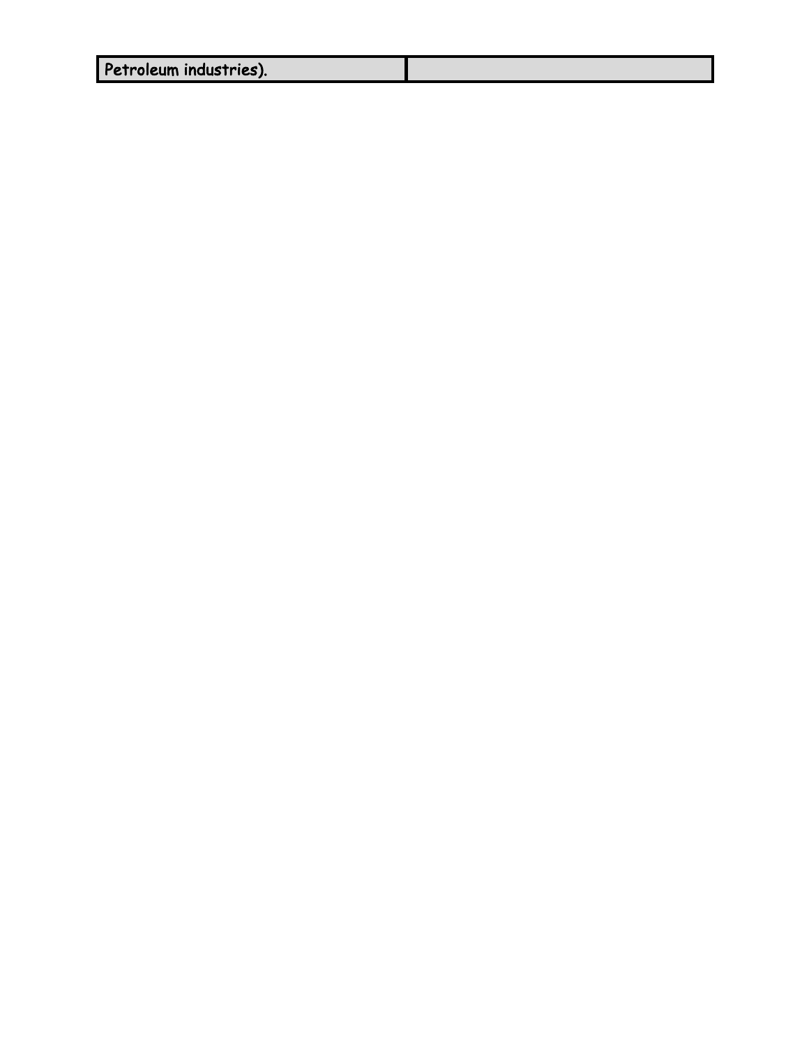| | |
|---|---|
| Petroleum industries). | |